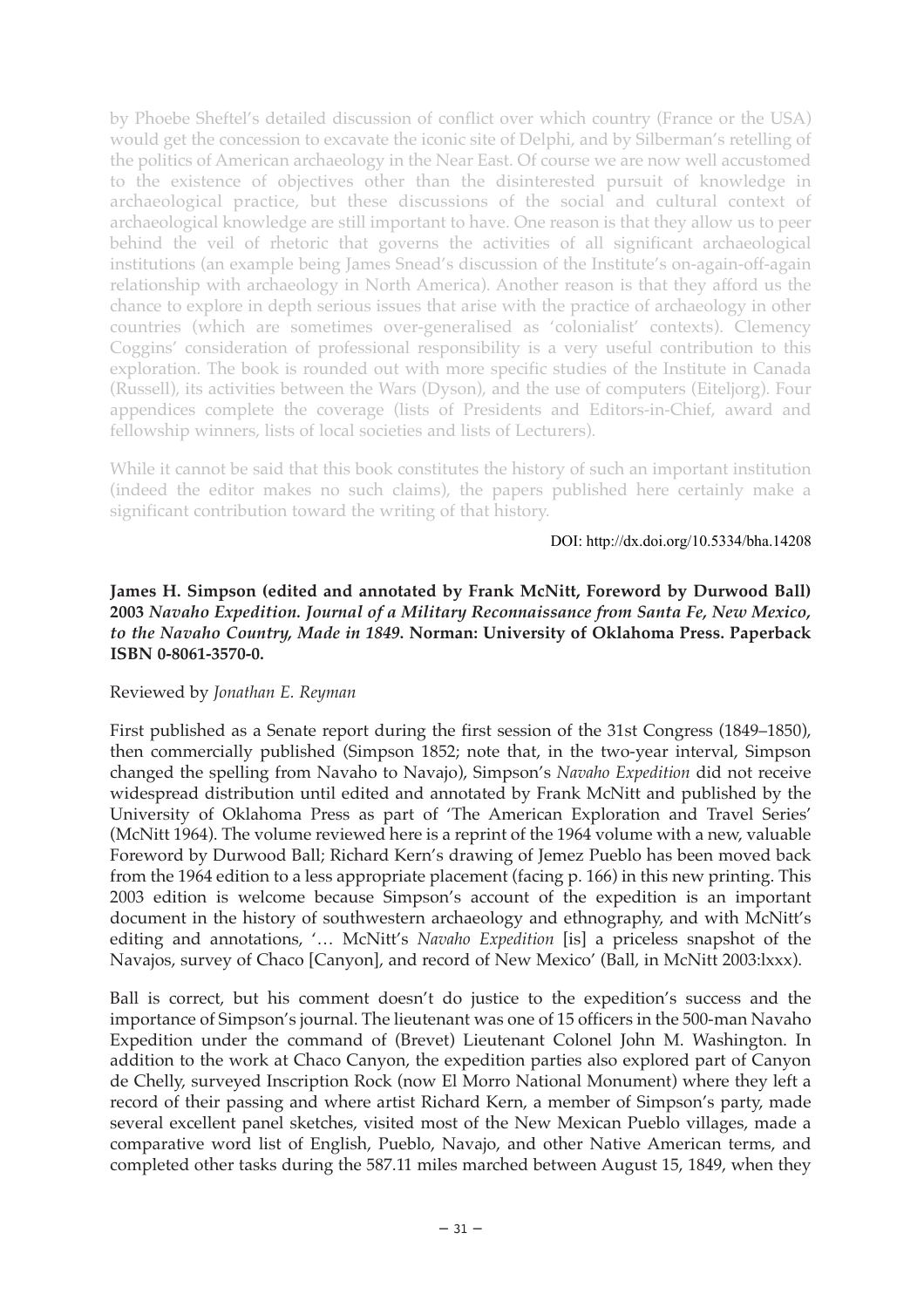by Phoebe Sheftel's detailed discussion of conflict over which country (France or the USA) would get the concession to excavate the iconic site of Delphi, and by Silberman's retelling of the politics of American archaeology in the Near East. Of course we are now well accustomed to the existence of objectives other than the disinterested pursuit of knowledge in archaeological practice, but these discussions of the social and cultural context of archaeological knowledge are still important to have. One reason is that they allow us to peer behind the veil of rhetoric that governs the activities of all significant archaeological institutions (an example being James Snead's discussion of the Institute's on-again-off-again relationship with archaeology in North America). Another reason is that they afford us the chance to explore in depth serious issues that arise with the practice of archaeology in other countries (which are sometimes over-generalised as 'colonialist' contexts). Clemency Coggins' consideration of professional responsibility is a very useful contribution to this exploration. The book is rounded out with more specific studies of the Institute in Canada (Russell), its activities between the Wars (Dyson), and the use of computers (Eiteljorg). Four appendices complete the coverage (lists of Presidents and Editors-in-Chief, award and fellowship winners, lists of local societies and lists of Lecturers).

While it cannot be said that this book constitutes the history of such an important institution (indeed the editor makes no such claims), the papers published here certainly make a significant contribution toward the writing of that history.

DOI: http://dx.doi.org/10.5334/bha.14208

**James H. Simpson (edited and annotated by Frank McNitt, Foreword by Durwood Ball) 2003 *Navaho Expedition. Journal of a Military Reconnaissance from Santa Fe, New Mexico, to the Navaho Country, Made in 1849*. Norman: University of Oklahoma Press. Paperback ISBN 0-8061-3570-0.**

Reviewed by *Jonathan E. Reyman*

First published as a Senate report during the first session of the 31st Congress (1849–1850), then commercially published (Simpson 1852; note that, in the two-year interval, Simpson changed the spelling from Navaho to Navajo), Simpson's *Navaho Expedition* did not receive widespread distribution until edited and annotated by Frank McNitt and published by the University of Oklahoma Press as part of 'The American Exploration and Travel Series' (McNitt 1964). The volume reviewed here is a reprint of the 1964 volume with a new, valuable Foreword by Durwood Ball; Richard Kern's drawing of Jemez Pueblo has been moved back from the 1964 edition to a less appropriate placement (facing p. 166) in this new printing. This 2003 edition is welcome because Simpson's account of the expedition is an important document in the history of southwestern archaeology and ethnography, and with McNitt's editing and annotations, '… McNitt's *Navaho Expedition* [is] a priceless snapshot of the Navajos, survey of Chaco [Canyon], and record of New Mexico' (Ball, in McNitt 2003:lxxx).

Ball is correct, but his comment doesn't do justice to the expedition's success and the importance of Simpson's journal. The lieutenant was one of 15 officers in the 500-man Navaho Expedition under the command of (Brevet) Lieutenant Colonel John M. Washington. In addition to the work at Chaco Canyon, the expedition parties also explored part of Canyon de Chelly, surveyed Inscription Rock (now El Morro National Monument) where they left a record of their passing and where artist Richard Kern, a member of Simpson's party, made several excellent panel sketches, visited most of the New Mexican Pueblo villages, made a comparative word list of English, Pueblo, Navajo, and other Native American terms, and completed other tasks during the 587.11 miles marched between August 15, 1849, when they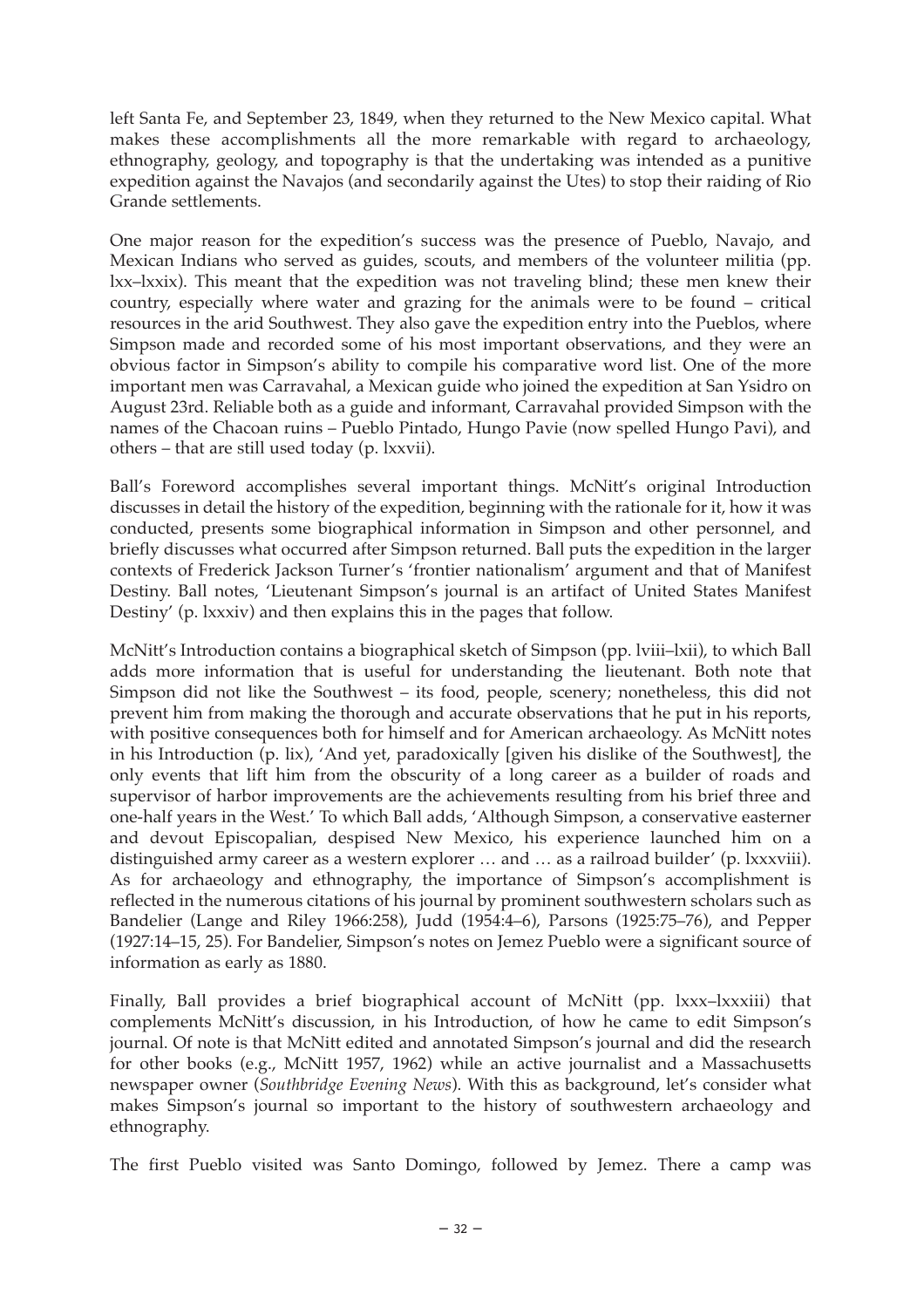left Santa Fe, and September 23, 1849, when they returned to the New Mexico capital. What makes these accomplishments all the more remarkable with regard to archaeology, ethnography, geology, and topography is that the undertaking was intended as a punitive expedition against the Navajos (and secondarily against the Utes) to stop their raiding of Rio Grande settlements.

One major reason for the expedition's success was the presence of Pueblo, Navajo, and Mexican Indians who served as guides, scouts, and members of the volunteer militia (pp. lxx–lxxix). This meant that the expedition was not traveling blind; these men knew their country, especially where water and grazing for the animals were to be found – critical resources in the arid Southwest. They also gave the expedition entry into the Pueblos, where Simpson made and recorded some of his most important observations, and they were an obvious factor in Simpson's ability to compile his comparative word list. One of the more important men was Carravahal, a Mexican guide who joined the expedition at San Ysidro on August 23rd. Reliable both as a guide and informant, Carravahal provided Simpson with the names of the Chacoan ruins – Pueblo Pintado, Hungo Pavie (now spelled Hungo Pavi), and others – that are still used today (p. lxxvii).

Ball's Foreword accomplishes several important things. McNitt's original Introduction discusses in detail the history of the expedition, beginning with the rationale for it, how it was conducted, presents some biographical information in Simpson and other personnel, and briefly discusses what occurred after Simpson returned. Ball puts the expedition in the larger contexts of Frederick Jackson Turner's 'frontier nationalism' argument and that of Manifest Destiny. Ball notes, 'Lieutenant Simpson's journal is an artifact of United States Manifest Destiny' (p. lxxxiv) and then explains this in the pages that follow.

McNitt's Introduction contains a biographical sketch of Simpson (pp. lviii–lxii), to which Ball adds more information that is useful for understanding the lieutenant. Both note that Simpson did not like the Southwest – its food, people, scenery; nonetheless, this did not prevent him from making the thorough and accurate observations that he put in his reports, with positive consequences both for himself and for American archaeology. As McNitt notes in his Introduction (p. lix), 'And yet, paradoxically [given his dislike of the Southwest], the only events that lift him from the obscurity of a long career as a builder of roads and supervisor of harbor improvements are the achievements resulting from his brief three and one-half years in the West.' To which Ball adds, 'Although Simpson, a conservative easterner and devout Episcopalian, despised New Mexico, his experience launched him on a distinguished army career as a western explorer … and … as a railroad builder' (p. lxxxviii). As for archaeology and ethnography, the importance of Simpson's accomplishment is reflected in the numerous citations of his journal by prominent southwestern scholars such as Bandelier (Lange and Riley 1966:258), Judd (1954:4–6), Parsons (1925:75–76), and Pepper (1927:14–15, 25). For Bandelier, Simpson's notes on Jemez Pueblo were a significant source of information as early as 1880.

Finally, Ball provides a brief biographical account of McNitt (pp. lxxx–lxxxiii) that complements McNitt's discussion, in his Introduction, of how he came to edit Simpson's journal. Of note is that McNitt edited and annotated Simpson's journal and did the research for other books (e.g., McNitt 1957, 1962) while an active journalist and a Massachusetts newspaper owner (*Southbridge Evening News*). With this as background, let's consider what makes Simpson's journal so important to the history of southwestern archaeology and ethnography.

The first Pueblo visited was Santo Domingo, followed by Jemez. There a camp was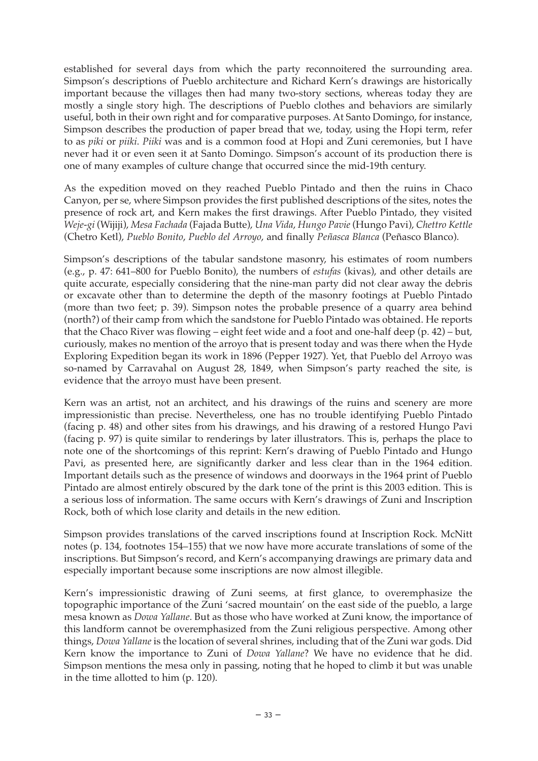established for several days from which the party reconnoitered the surrounding area. Simpson's descriptions of Pueblo architecture and Richard Kern's drawings are historically important because the villages then had many two-story sections, whereas today they are mostly a single story high. The descriptions of Pueblo clothes and behaviors are similarly useful, both in their own right and for comparative purposes. At Santo Domingo, for instance, Simpson describes the production of paper bread that we, today, using the Hopi term, refer to as *piki* or *piiki*. *Piiki* was and is a common food at Hopi and Zuni ceremonies, but I have never had it or even seen it at Santo Domingo. Simpson's account of its production there is one of many examples of culture change that occurred since the mid-19th century.

As the expedition moved on they reached Pueblo Pintado and then the ruins in Chaco Canyon, per se, where Simpson provides the first published descriptions of the sites, notes the presence of rock art, and Kern makes the first drawings. After Pueblo Pintado, they visited *Weje-gi* (Wijiji), *Mesa Fachada* (Fajada Butte), *Una Vida*, *Hungo Pavie* (Hungo Pavi), *Chettro Kettle* (Chetro Ketl), *Pueblo Bonito*, *Pueblo del Arroyo*, and finally *Peñasca Blanca* (Peñasco Blanco).

Simpson's descriptions of the tabular sandstone masonry, his estimates of room numbers (e.g., p. 47: 641–800 for Pueblo Bonito), the numbers of *estufas* (kivas), and other details are quite accurate, especially considering that the nine-man party did not clear away the debris or excavate other than to determine the depth of the masonry footings at Pueblo Pintado (more than two feet; p. 39). Simpson notes the probable presence of a quarry area behind (north?) of their camp from which the sandstone for Pueblo Pintado was obtained. He reports that the Chaco River was flowing – eight feet wide and a foot and one-half deep (p. 42) – but, curiously, makes no mention of the arroyo that is present today and was there when the Hyde Exploring Expedition began its work in 1896 (Pepper 1927). Yet, that Pueblo del Arroyo was so-named by Carravahal on August 28, 1849, when Simpson's party reached the site, is evidence that the arroyo must have been present.

Kern was an artist, not an architect, and his drawings of the ruins and scenery are more impressionistic than precise. Nevertheless, one has no trouble identifying Pueblo Pintado (facing p. 48) and other sites from his drawings, and his drawing of a restored Hungo Pavi (facing p. 97) is quite similar to renderings by later illustrators. This is, perhaps the place to note one of the shortcomings of this reprint: Kern's drawing of Pueblo Pintado and Hungo Pavi, as presented here, are significantly darker and less clear than in the 1964 edition. Important details such as the presence of windows and doorways in the 1964 print of Pueblo Pintado are almost entirely obscured by the dark tone of the print is this 2003 edition. This is a serious loss of information. The same occurs with Kern's drawings of Zuni and Inscription Rock, both of which lose clarity and details in the new edition.

Simpson provides translations of the carved inscriptions found at Inscription Rock. McNitt notes (p. 134, footnotes 154–155) that we now have more accurate translations of some of the inscriptions. But Simpson's record, and Kern's accompanying drawings are primary data and especially important because some inscriptions are now almost illegible.

Kern's impressionistic drawing of Zuni seems, at first glance, to overemphasize the topographic importance of the Zuni 'sacred mountain' on the east side of the pueblo, a large mesa known as *Dowa Yallane*. But as those who have worked at Zuni know, the importance of this landform cannot be overemphasized from the Zuni religious perspective. Among other things, *Dowa Yallane* is the location of several shrines, including that of the Zuni war gods. Did Kern know the importance to Zuni of *Dowa Yallane*? We have no evidence that he did. Simpson mentions the mesa only in passing, noting that he hoped to climb it but was unable in the time allotted to him (p. 120).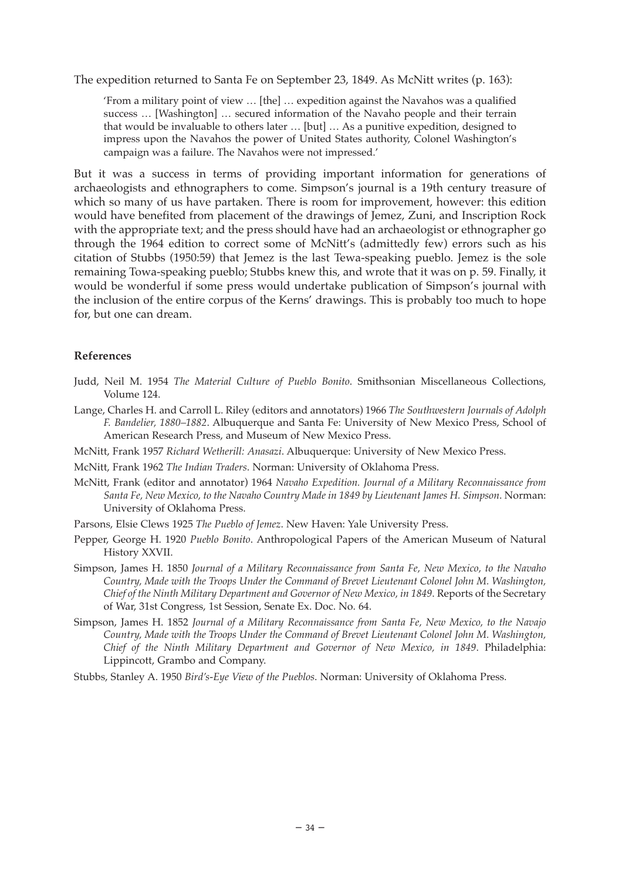The expedition returned to Santa Fe on September 23, 1849. As McNitt writes (p. 163):

> 'From a military point of view … [the] … expedition against the Navahos was a qualified success … [Washington] … secured information of the Navaho people and their terrain that would be invaluable to others later … [but] … As a punitive expedition, designed to impress upon the Navahos the power of United States authority, Colonel Washington's campaign was a failure. The Navahos were not impressed.'

But it was a success in terms of providing important information for generations of archaeologists and ethnographers to come. Simpson's journal is a 19th century treasure of which so many of us have partaken. There is room for improvement, however: this edition would have benefited from placement of the drawings of Jemez, Zuni, and Inscription Rock with the appropriate text; and the press should have had an archaeologist or ethnographer go through the 1964 edition to correct some of McNitt's (admittedly few) errors such as his citation of Stubbs (1950:59) that Jemez is the last Tewa-speaking pueblo. Jemez is the sole remaining Towa-speaking pueblo; Stubbs knew this, and wrote that it was on p. 59. Finally, it would be wonderful if some press would undertake publication of Simpson's journal with the inclusion of the entire corpus of the Kerns' drawings. This is probably too much to hope for, but one can dream.

## References

Judd, Neil M. 1954 *The Material Culture of Pueblo Bonito*. Smithsonian Miscellaneous Collections, Volume 124.

Lange, Charles H. and Carroll L. Riley (editors and annotators) 1966 *The Southwestern Journals of Adolph F. Bandelier, 1880–1882*. Albuquerque and Santa Fe: University of New Mexico Press, School of American Research Press, and Museum of New Mexico Press.

McNitt, Frank 1957 *Richard Wetherill: Anasazi*. Albuquerque: University of New Mexico Press.

McNitt, Frank 1962 *The Indian Traders*. Norman: University of Oklahoma Press.

McNitt, Frank (editor and annotator) 1964 *Navaho Expedition. Journal of a Military Reconnaissance from Santa Fe, New Mexico, to the Navaho Country Made in 1849 by Lieutenant James H. Simpson*. Norman: University of Oklahoma Press.

Parsons, Elsie Clews 1925 *The Pueblo of Jemez*. New Haven: Yale University Press.

Pepper, George H. 1920 *Pueblo Bonito*. Anthropological Papers of the American Museum of Natural History XXVII.

Simpson, James H. 1850 *Journal of a Military Reconnaissance from Santa Fe, New Mexico, to the Navaho Country, Made with the Troops Under the Command of Brevet Lieutenant Colonel John M. Washington, Chief of the Ninth Military Department and Governor of New Mexico, in 1849*. Reports of the Secretary of War, 31st Congress, 1st Session, Senate Ex. Doc. No. 64.

Simpson, James H. 1852 *Journal of a Military Reconnaissance from Santa Fe, New Mexico, to the Navajo Country, Made with the Troops Under the Command of Brevet Lieutenant Colonel John M. Washington, Chief of the Ninth Military Department and Governor of New Mexico, in 1849*. Philadelphia: Lippincott, Grambo and Company.

Stubbs, Stanley A. 1950 *Bird's-Eye View of the Pueblos*. Norman: University of Oklahoma Press.